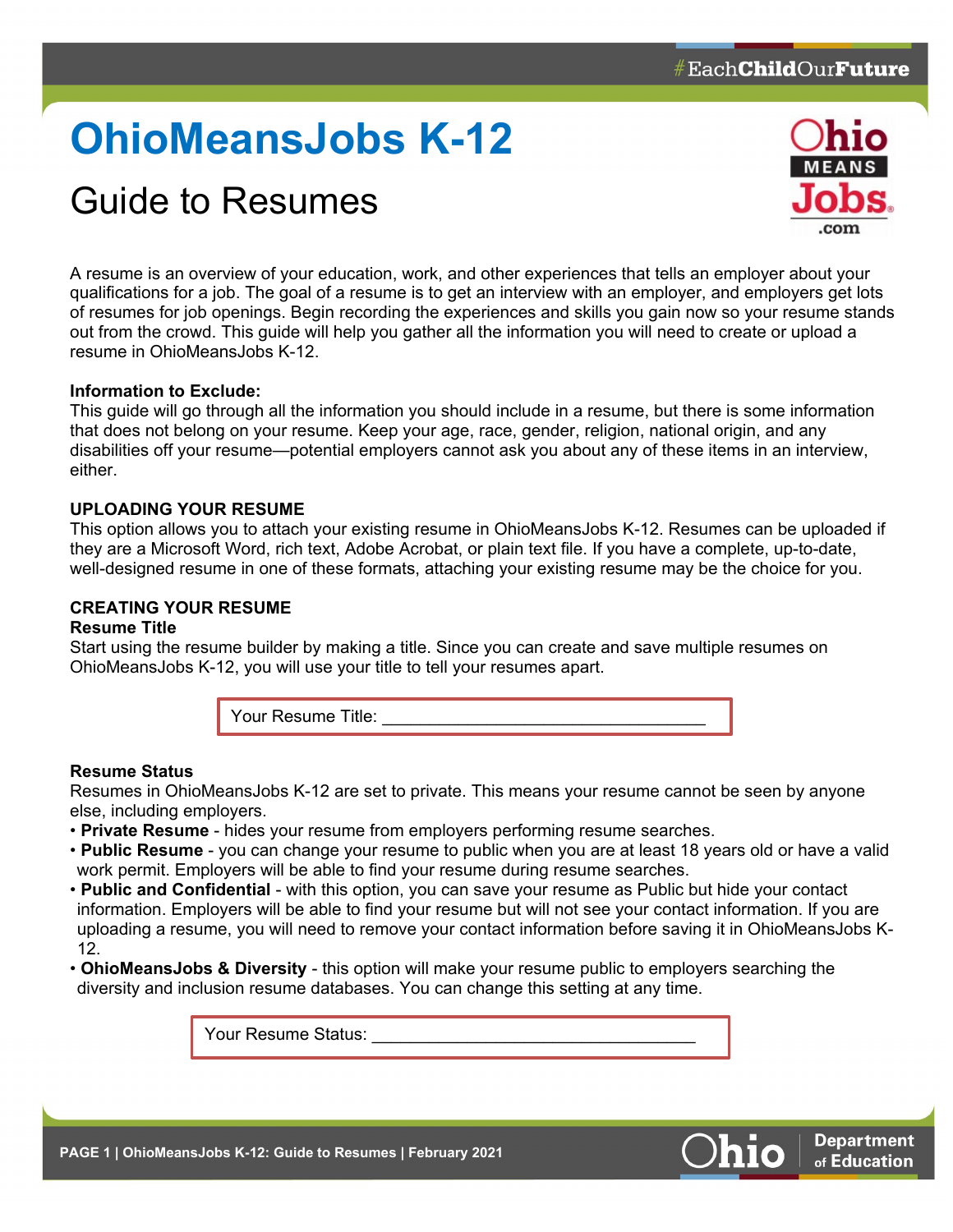# OhioMeansJobs K-12

## Guide to Resumes

A resume is an overview of your education, work, and other experiences that tells an employer about your qualifications for a job. The goal of a resume is to get an interview with an employer, and employers get lots of resumes for job openings. Begin recording the experiences and skills you gain now so your resume stands out from the crowd. This guide will help you gather all the information you will need to create or upload a resume in OhioMeansJobs K-12.

**Information to Exclude:**

This guide will go through all the information you should include in a resume, but there is some information that does not belong on your resume. Keep your age, race, gender, religion, national origin, and any disabilities off your resume—potential employers cannot ask you about any of these items in an interview, either.

### UPLOADING YOUR RESUME

This option allows you to attach your existing resume in OhioMeansJobs K-12. Resumes can be uploaded if they are a Microsoft Word, rich text, Adobe Acrobat, or plain text file. If you have a complete, up-to-date, well-designed resume in one of these formats, attaching your existing resume may be the choice for you.

### CREATING YOUR RESUME

#### Resume Title

Start using the resume builder by making a title. Since you can create and save multiple resumes on OhioMeansJobs K-12, you will use your title to tell your resumes apart.

Your Resume Title: ___________________________________

#### Resume Status

Resumes in OhioMeansJobs K-12 are set to private. This means your resume cannot be seen by anyone else, including employers.

- **Private Resume** - hides your resume from employers performing resume searches.
- **Public Resume** - you can change your resume to public when you are at least 18 years old or have a valid work permit. Employers will be able to find your resume during resume searches.
- **Public and Confidential** - with this option, you can save your resume as Public but hide your contact information. Employers will be able to find your resume but will not see your contact information. If you are uploading a resume, you will need to remove your contact information before saving it in OhioMeansJobs K-12.
- **OhioMeansJobs & Diversity** - this option will make your resume public to employers searching the diversity and inclusion resume databases. You can change this setting at any time.

Your Resume Status: ___________________________________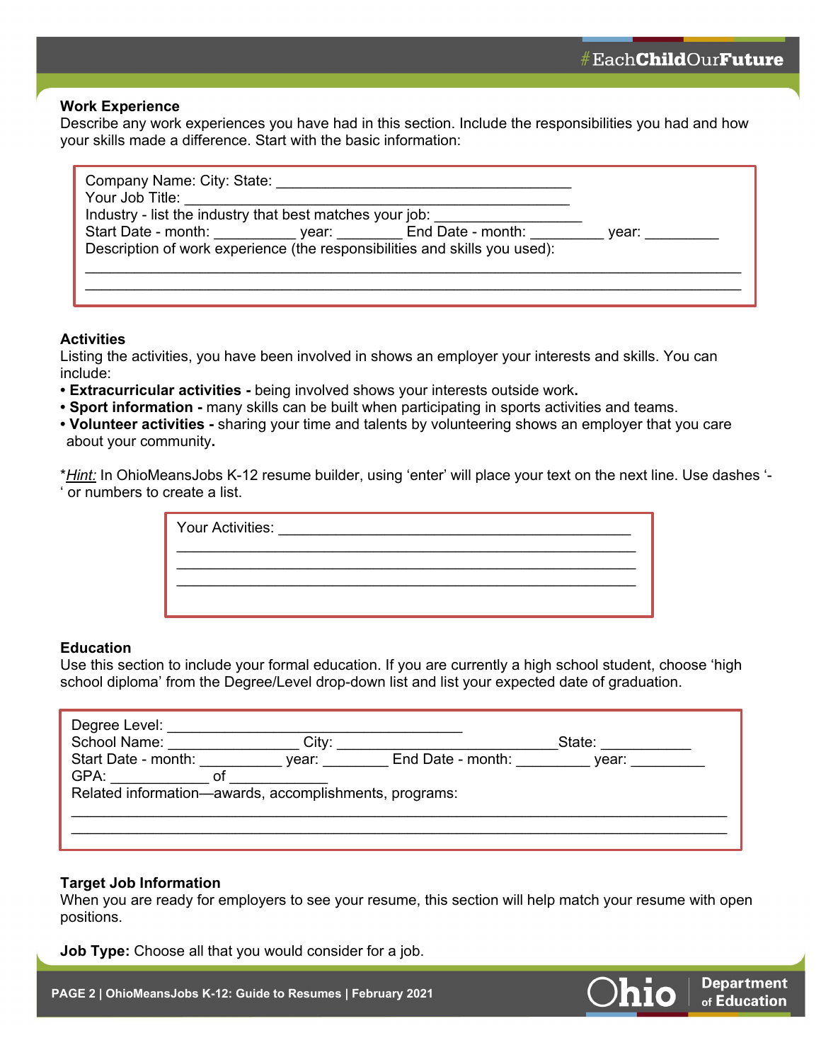**Work Experience**

Describe any work experiences you have had in this section. Include the responsibilities you had and how your skills made a difference. Start with the basic information:

Company Name: City: State: ______________________________________
Your Job Title: __________________________________________________
Industry - list the industry that best matches your job: __________________
Start Date - month: __________ year: ________ End Date - month: _________ year: _________
Description of work experience (the responsibilities and skills you used):
____________________________________________________________________________________
____________________________________________________________________________________

**Activities**

Listing the activities, you have been involved in shows an employer your interests and skills. You can include:

- **Extracurricular activities -** being involved shows your interests outside work**.**
- **Sport information -** many skills can be built when participating in sports activities and teams.
- **Volunteer activities -** sharing your time and talents by volunteering shows an employer that you care about your community**.**

*<u>*Hint:*</u> In OhioMeansJobs K-12 resume builder, using 'enter' will place your text on the next line. Use dashes '-' or numbers to create a list.

Your Activities: ____________________________________________
____________________________________________________________
____________________________________________________________
____________________________________________________________

**Education**

Use this section to include your formal education. If you are currently a high school student, choose 'high school diploma' from the Degree/Level drop-down list and list your expected date of graduation.

Degree Level: ______________________________________
School Name: ________________ City: ____________________________State: ___________
Start Date - month: __________ year: ________ End Date - month: _________ year: _________
GPA: ____________ of ____________
Related information—awards, accomplishments, programs:
____________________________________________________________________________________
____________________________________________________________________________________

**Target Job Information**

When you are ready for employers to see your resume, this section will help match your resume with open positions.

**Job Type:** Choose all that you would consider for a job.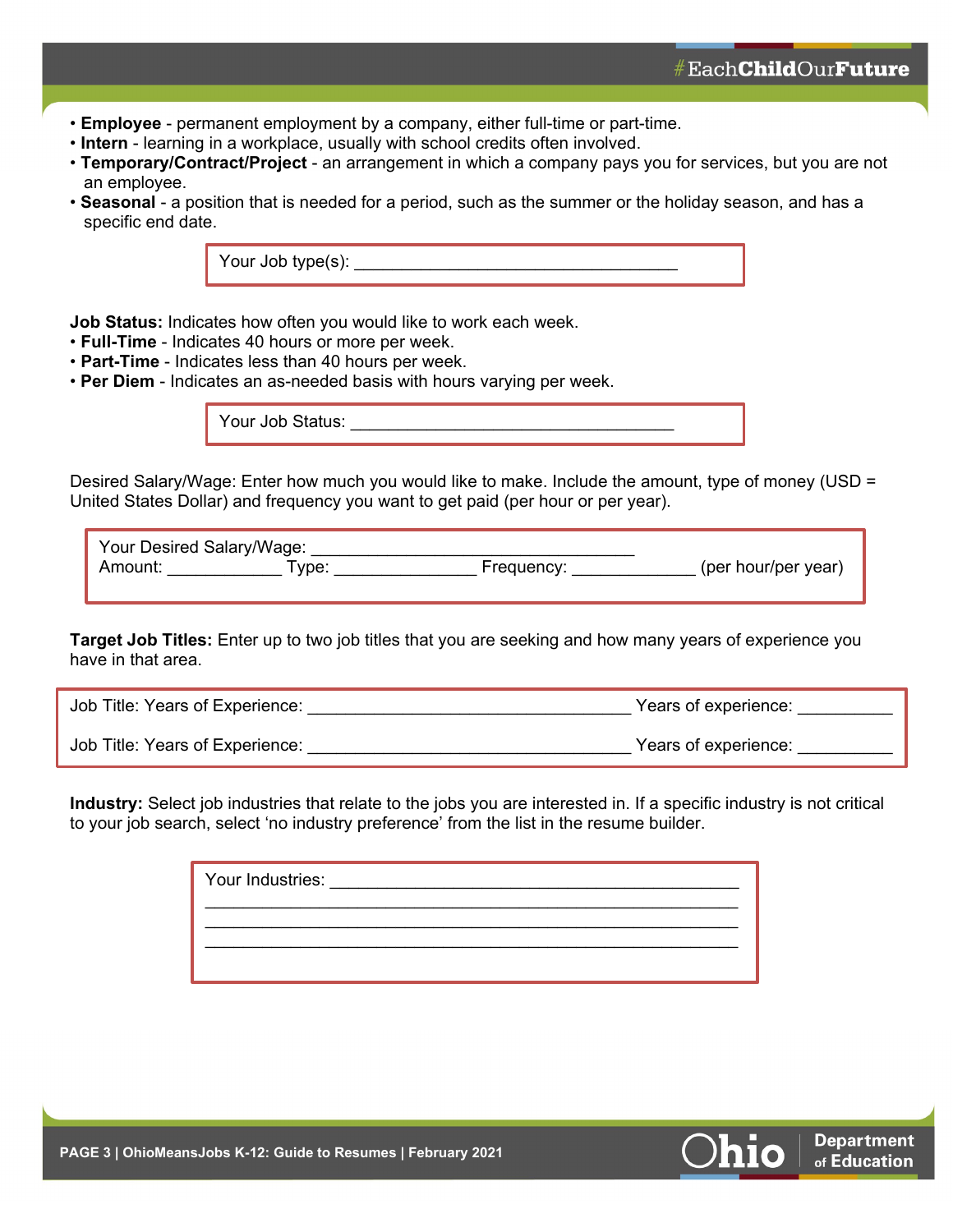- **Employee** - permanent employment by a company, either full-time or part-time.
- **Intern** - learning in a workplace, usually with school credits often involved.
- **Temporary/Contract/Project** - an arrangement in which a company pays you for services, but you are not an employee.
- **Seasonal** - a position that is needed for a period, such as the summer or the holiday season, and has a specific end date.

Your Job type(s): ___________________________________

**Job Status:** Indicates how often you would like to work each week.

- **Full-Time** - Indicates 40 hours or more per week.
- **Part-Time** - Indicates less than 40 hours per week.
- **Per Diem** - Indicates an as-needed basis with hours varying per week.

Your Job Status: ___________________________________

Desired Salary/Wage: Enter how much you would like to make. Include the amount, type of money (USD = United States Dollar) and frequency you want to get paid (per hour or per year).

Your Desired Salary/Wage: ___________________________________

Amount: ____________ Type: _______________ Frequency: _____________ (per hour/per year)

**Target Job Titles:** Enter up to two job titles that you are seeking and how many years of experience you have in that area.

Job Title: Years of Experience: ___________________________________ Years of experience: __________

Job Title: Years of Experience: ___________________________________ Years of experience: __________

**Industry:** Select job industries that relate to the jobs you are interested in. If a specific industry is not critical to your job search, select 'no industry preference' from the list in the resume builder.

Your Industries: ____________________________________________

_____________________________________________________________

_____________________________________________________________

_____________________________________________________________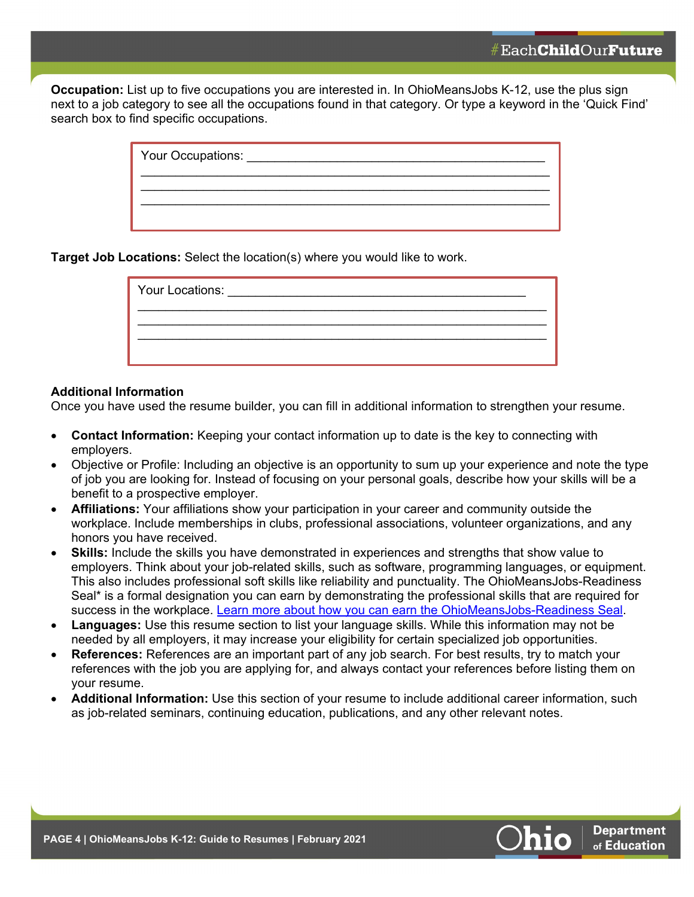**Occupation:** List up to five occupations you are interested in. In OhioMeansJobs K-12, use the plus sign next to a job category to see all the occupations found in that category. Or type a keyword in the 'Quick Find' search box to find specific occupations.

Your Occupations: ____________________________________________
____________________________________________________________
____________________________________________________________
____________________________________________________________

**Target Job Locations:** Select the location(s) where you would like to work.

Your Locations: ____________________________________________
____________________________________________________________
____________________________________________________________
____________________________________________________________

**Additional Information**

Once you have used the resume builder, you can fill in additional information to strengthen your resume.

- **Contact Information:** Keeping your contact information up to date is the key to connecting with employers.
- Objective or Profile: Including an objective is an opportunity to sum up your experience and note the type of job you are looking for. Instead of focusing on your personal goals, describe how your skills will be a benefit to a prospective employer.
- **Affiliations:** Your affiliations show your participation in your career and community outside the workplace. Include memberships in clubs, professional associations, volunteer organizations, and any honors you have received.
- **Skills:** Include the skills you have demonstrated in experiences and strengths that show value to employers. Think about your job-related skills, such as software, programming languages, or equipment. This also includes professional soft skills like reliability and punctuality. The OhioMeansJobs-Readiness Seal* is a formal designation you can earn by demonstrating the professional skills that are required for success in the workplace. Learn more about how you can earn the OhioMeansJobs-Readiness Seal.
- **Languages:** Use this resume section to list your language skills. While this information may not be needed by all employers, it may increase your eligibility for certain specialized job opportunities.
- **References:** References are an important part of any job search. For best results, try to match your references with the job you are applying for, and always contact your references before listing them on your resume.
- **Additional Information:** Use this section of your resume to include additional career information, such as job-related seminars, continuing education, publications, and any other relevant notes.